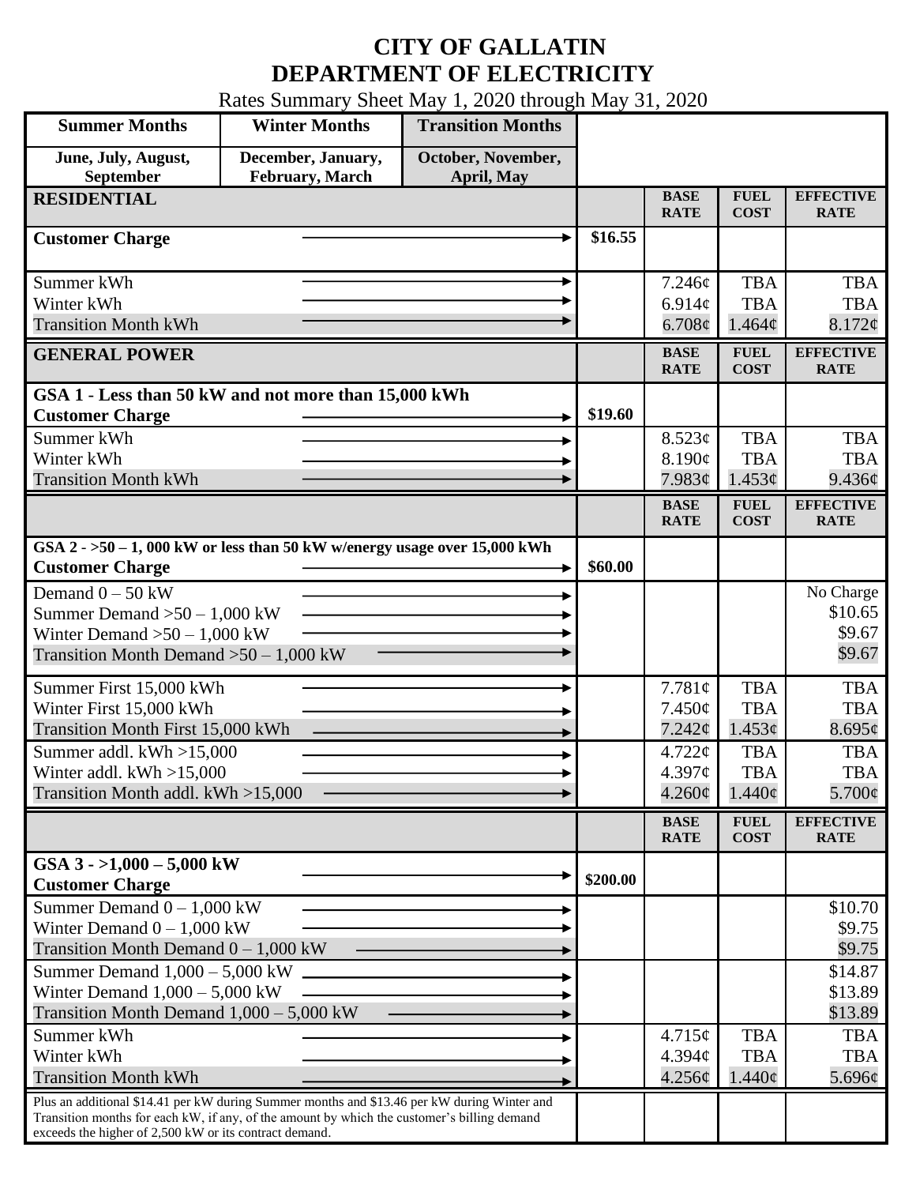# CITY OF GALLATIN
# DEPARTMENT OF ELECTRICITY

Rates Summary Sheet May 1, 2020 through May 31, 2020

| Summer Months | Winter Months | Transition Months |
|---|---|---|
| June, July, August, September | December, January, February, March | October, November, April, May |

| RESIDENTIAL | | BASE RATE | FUEL COST | EFFECTIVE RATE |
|---|---|---|---|---|
| **Customer Charge** | $16.55 | | | |
| Summer kWh | | 7.246¢ | TBA | TBA |
| Winter kWh | | 6.914¢ | TBA | TBA |
| Transition Month kWh | | 6.708¢ | 1.464¢ | 8.172¢ |

| GENERAL POWER | | BASE RATE | FUEL COST | EFFECTIVE RATE |
|---|---|---|---|---|
| **GSA 1 - Less than 50 kW and not more than 15,000 kWh** | | | | |
| **Customer Charge** | $19.60 | | | |
| Summer kWh | | 8.523¢ | TBA | TBA |
| Winter kWh | | 8.190¢ | TBA | TBA |
| Transition Month kWh | | 7.983¢ | 1.453¢ | 9.436¢ |

| | | BASE RATE | FUEL COST | EFFECTIVE RATE |
|---|---|---|---|---|
| **GSA 2 - >50 – 1, 000 kW or less than 50 kW w/energy usage over 15,000 kWh** | | | | |
| **Customer Charge** | $60.00 | | | |
| Demand 0 – 50 kW | | | | No Charge |
| Summer Demand >50 – 1,000 kW | | | | $10.65 |
| Winter Demand >50 – 1,000 kW | | | | $9.67 |
| Transition Month Demand >50 – 1,000 kW | | | | $9.67 |
| Summer First 15,000 kWh | | 7.781¢ | TBA | TBA |
| Winter First 15,000 kWh | | 7.450¢ | TBA | TBA |
| Transition Month First 15,000 kWh | | 7.242¢ | 1.453¢ | 8.695¢ |
| Summer addl. kWh >15,000 | | 4.722¢ | TBA | TBA |
| Winter addl. kWh >15,000 | | 4.397¢ | TBA | TBA |
| Transition Month addl. kWh >15,000 | | 4.260¢ | 1.440¢ | 5.700¢ |

| | | BASE RATE | FUEL COST | EFFECTIVE RATE |
|---|---|---|---|---|
| **GSA 3 - >1,000 – 5,000 kW** | | | | |
| **Customer Charge** | $200.00 | | | |
| Summer Demand 0 – 1,000 kW | | | | $10.70 |
| Winter Demand 0 – 1,000 kW | | | | $9.75 |
| Transition Month Demand 0 – 1,000 kW | | | | $9.75 |
| Summer Demand 1,000 – 5,000 kW | | | | $14.87 |
| Winter Demand 1,000 – 5,000 kW | | | | $13.89 |
| Transition Month Demand 1,000 – 5,000 kW | | | | $13.89 |
| Summer kWh | | 4.715¢ | TBA | TBA |
| Winter kWh | | 4.394¢ | TBA | TBA |
| Transition Month kWh | | 4.256¢ | 1.440¢ | 5.696¢ |
| Plus an additional $14.41 per kW during Summer months and $13.46 per kW during Winter and Transition months for each kW, if any, of the amount by which the customer's billing demand exceeds the higher of 2,500 kW or its contract demand. | | | | |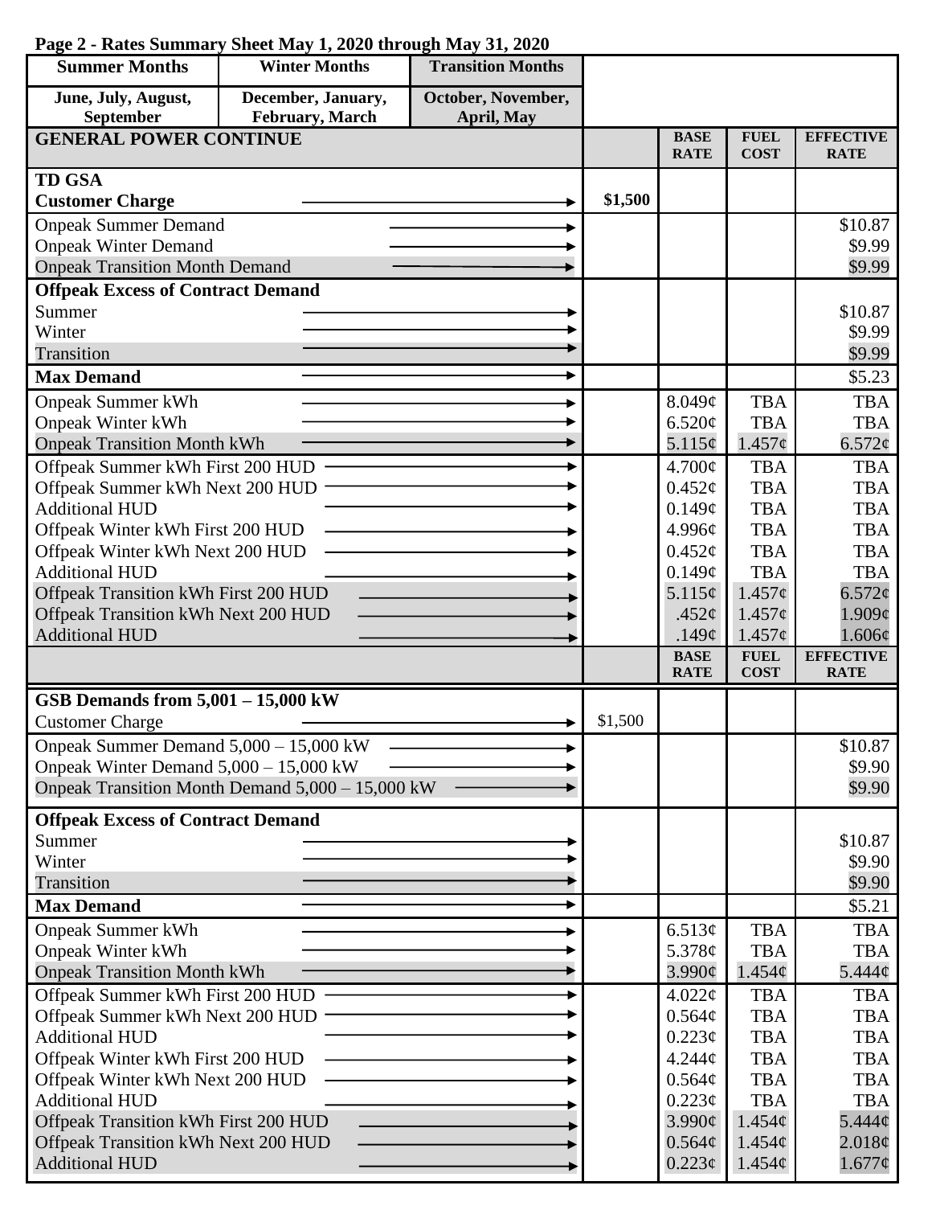**Page 2 - Rates Summary Sheet May 1, 2020 through May 31, 2020**

| Summer Months | Winter Months | Transition Months |
|---|---|---|
| June, July, August, September | December, January, February, March | October, November, April, May |

| GENERAL POWER CONTINUE | | BASE RATE | FUEL COST | EFFECTIVE RATE |
|---|---|---|---|---|
| **TD GSA** | | | | |
| **Customer Charge** | $1,500 | | | |
| Onpeak Summer Demand | | | | $10.87 |
| Onpeak Winter Demand | | | | $9.99 |
| Onpeak Transition Month Demand | | | | $9.99 |
| **Offpeak Excess of Contract Demand** | | | | |
| Summer | | | | $10.87 |
| Winter | | | | $9.99 |
| Transition | | | | $9.99 |
| **Max Demand** | | | | $5.23 |
| Onpeak Summer kWh | | 8.049¢ | TBA | TBA |
| Onpeak Winter kWh | | 6.520¢ | TBA | TBA |
| Onpeak Transition Month kWh | | 5.115¢ | 1.457¢ | 6.572¢ |
| Offpeak Summer kWh First 200 HUD | | 4.700¢ | TBA | TBA |
| Offpeak Summer kWh Next 200 HUD | | 0.452¢ | TBA | TBA |
| Additional HUD | | 0.149¢ | TBA | TBA |
| Offpeak Winter kWh First 200 HUD | | 4.996¢ | TBA | TBA |
| Offpeak Winter kWh Next 200 HUD | | 0.452¢ | TBA | TBA |
| Additional HUD | | 0.149¢ | TBA | TBA |
| Offpeak Transition kWh First 200 HUD | | 5.115¢ | 1.457¢ | 6.572¢ |
| Offpeak Transition kWh Next 200 HUD | | .452¢ | 1.457¢ | 1.909¢ |
| Additional HUD | | .149¢ | 1.457¢ | 1.606¢ |

| | | BASE RATE | FUEL COST | EFFECTIVE RATE |
|---|---|---|---|---|
| **GSB Demands from 5,001 – 15,000 kW** | | | | |
| Customer Charge | $1,500 | | | |
| Onpeak Summer Demand 5,000 – 15,000 kW | | | | $10.87 |
| Onpeak Winter Demand 5,000 – 15,000 kW | | | | $9.90 |
| Onpeak Transition Month Demand 5,000 – 15,000 kW | | | | $9.90 |
| **Offpeak Excess of Contract Demand** | | | | |
| Summer | | | | $10.87 |
| Winter | | | | $9.90 |
| Transition | | | | $9.90 |
| **Max Demand** | | | | $5.21 |
| Onpeak Summer kWh | | 6.513¢ | TBA | TBA |
| Onpeak Winter kWh | | 5.378¢ | TBA | TBA |
| Onpeak Transition Month kWh | | 3.990¢ | 1.454¢ | 5.444¢ |
| Offpeak Summer kWh First 200 HUD | | 4.022¢ | TBA | TBA |
| Offpeak Summer kWh Next 200 HUD | | 0.564¢ | TBA | TBA |
| Additional HUD | | 0.223¢ | TBA | TBA |
| Offpeak Winter kWh First 200 HUD | | 4.244¢ | TBA | TBA |
| Offpeak Winter kWh Next 200 HUD | | 0.564¢ | TBA | TBA |
| Additional HUD | | 0.223¢ | TBA | TBA |
| Offpeak Transition kWh First 200 HUD | | 3.990¢ | 1.454¢ | 5.444¢ |
| Offpeak Transition kWh Next 200 HUD | | 0.564¢ | 1.454¢ | 2.018¢ |
| Additional HUD | | 0.223¢ | 1.454¢ | 1.677¢ |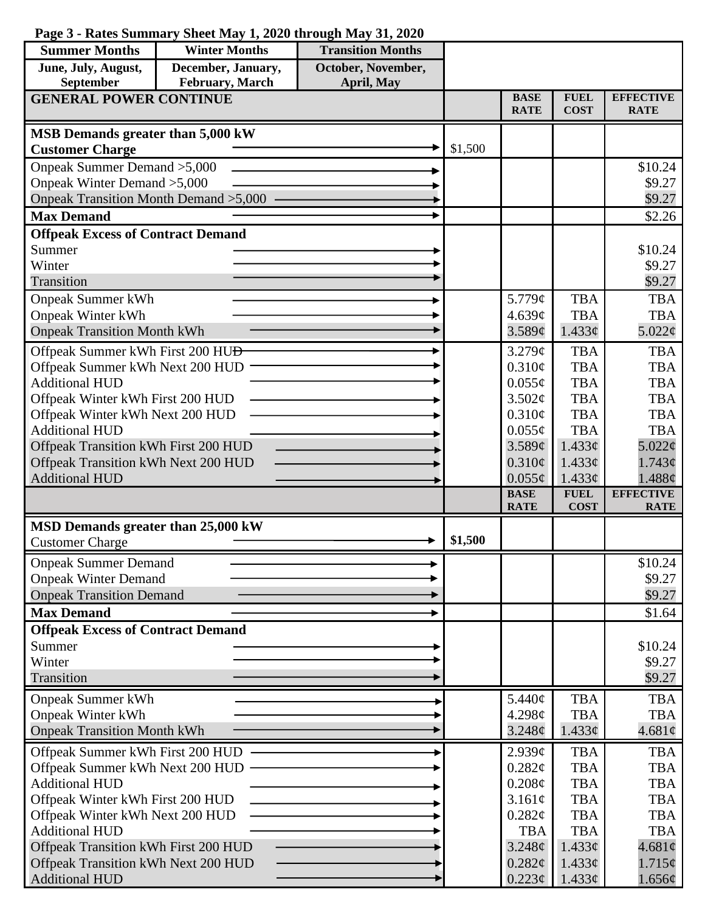**Page 3 - Rates Summary Sheet May 1, 2020 through May 31, 2020**

| Summer Months | Winter Months | Transition Months |
|---|---|---|
| June, July, August, September | December, January, February, March | October, November, April, May |

| GENERAL POWER CONTINUE | | BASE RATE | FUEL COST | EFFECTIVE RATE |
|---|---|---|---|---|
| **MSB Demands greater than 5,000 kW** | | | | |
| **Customer Charge** | $1,500 | | | |
| Onpeak Summer Demand >5,000 | | | | $10.24 |
| Onpeak Winter Demand >5,000 | | | | $9.27 |
| Onpeak Transition Month Demand >5,000 | | | | $9.27 |
| **Max Demand** | | | | $2.26 |
| **Offpeak Excess of Contract Demand** | | | | |
| Summer | | | | $10.24 |
| Winter | | | | $9.27 |
| Transition | | | | $9.27 |
| Onpeak Summer kWh | | 5.779¢ | TBA | TBA |
| Onpeak Winter kWh | | 4.639¢ | TBA | TBA |
| Onpeak Transition Month kWh | | 3.589¢ | 1.433¢ | 5.022¢ |
| Offpeak Summer kWh First 200 HUD | | 3.279¢ | TBA | TBA |
| Offpeak Summer kWh Next 200 HUD | | 0.310¢ | TBA | TBA |
| Additional HUD | | 0.055¢ | TBA | TBA |
| Offpeak Winter kWh First 200 HUD | | 3.502¢ | TBA | TBA |
| Offpeak Winter kWh Next 200 HUD | | 0.310¢ | TBA | TBA |
| Additional HUD | | 0.055¢ | TBA | TBA |
| Offpeak Transition kWh First 200 HUD | | 3.589¢ | 1.433¢ | 5.022¢ |
| Offpeak Transition kWh Next 200 HUD | | 0.310¢ | 1.433¢ | 1.743¢ |
| Additional HUD | | 0.055¢ | 1.433¢ | 1.488¢ |

| | | BASE RATE | FUEL COST | EFFECTIVE RATE |
|---|---|---|---|---|
| **MSD Demands greater than 25,000 kW** | | | | |
| Customer Charge | **$1,500** | | | |
| Onpeak Summer Demand | | | | $10.24 |
| Onpeak Winter Demand | | | | $9.27 |
| Onpeak Transition Demand | | | | $9.27 |
| **Max Demand** | | | | $1.64 |
| **Offpeak Excess of Contract Demand** | | | | |
| Summer | | | | $10.24 |
| Winter | | | | $9.27 |
| Transition | | | | $9.27 |
| Onpeak Summer kWh | | 5.440¢ | TBA | TBA |
| Onpeak Winter kWh | | 4.298¢ | TBA | TBA |
| Onpeak Transition Month kWh | | 3.248¢ | 1.433¢ | 4.681¢ |
| Offpeak Summer kWh First 200 HUD | | 2.939¢ | TBA | TBA |
| Offpeak Summer kWh Next 200 HUD | | 0.282¢ | TBA | TBA |
| Additional HUD | | 0.208¢ | TBA | TBA |
| Offpeak Winter kWh First 200 HUD | | 3.161¢ | TBA | TBA |
| Offpeak Winter kWh Next 200 HUD | | 0.282¢ | TBA | TBA |
| Additional HUD | | TBA | TBA | TBA |
| Offpeak Transition kWh First 200 HUD | | 3.248¢ | 1.433¢ | 4.681¢ |
| Offpeak Transition kWh Next 200 HUD | | 0.282¢ | 1.433¢ | 1.715¢ |
| Additional HUD | | 0.223¢ | 1.433¢ | 1.656¢ |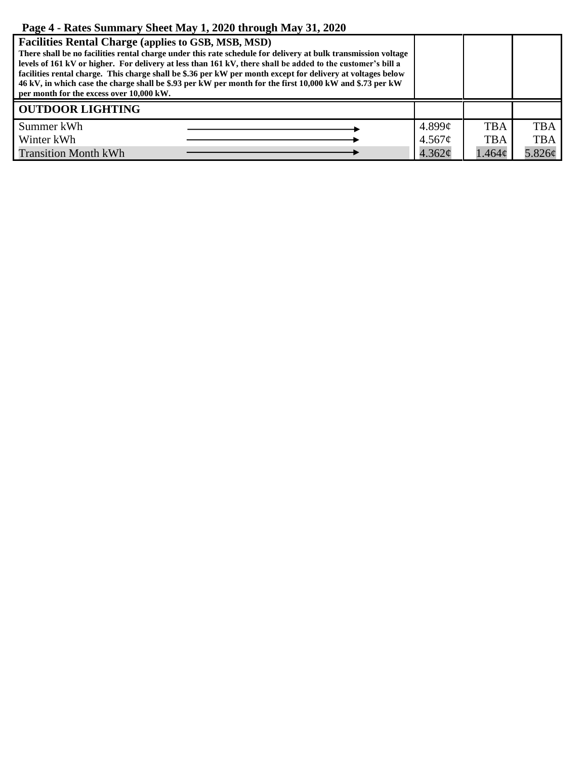## Page 4 - Rates Summary Sheet May 1, 2020 through May 31, 2020

| | | | |
|---|---|---|---|
| **Facilities Rental Charge (applies to GSB, MSB, MSD)**<br>**There shall be no facilities rental charge under this rate schedule for delivery at bulk transmission voltage levels of 161 kV or higher. For delivery at less than 161 kV, there shall be added to the customer's bill a facilities rental charge. This charge shall be $.36 per kW per month except for delivery at voltages below 46 kV, in which case the charge shall be $.93 per kW per month for the first 10,000 kW and $.73 per kW per month for the excess over 10,000 kW.** | | | |
| **OUTDOOR LIGHTING** | | | |
| Summer kWh → | 4.899¢ | TBA | TBA |
| Winter kWh → | 4.567¢ | TBA | TBA |
| Transition Month kWh → | 4.362¢ | 1.464¢ | 5.826¢ |